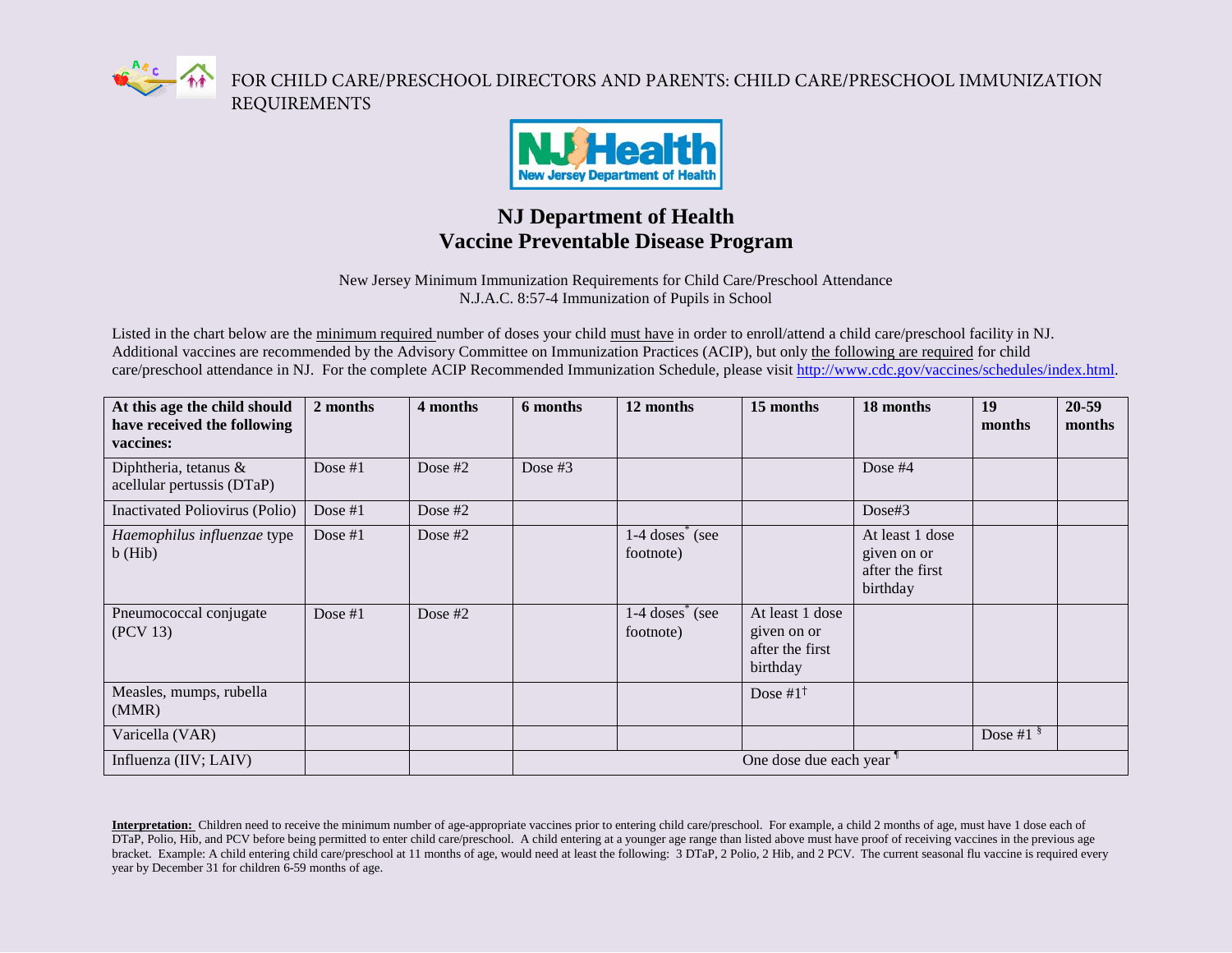FOR CHILD CARE/PRESCHOOL DIRECTORS AND PARENTS: CHILD CARE/PRESCHOOL IMMUNIZATION REQUIREMENTS

NJ Health
New Jersey Department of Health

# NJ Department of Health
# Vaccine Preventable Disease Program

New Jersey Minimum Immunization Requirements for Child Care/Preschool Attendance
N.J.A.C. 8:57-4 Immunization of Pupils in School

Listed in the chart below are the minimum required number of doses your child must have in order to enroll/attend a child care/preschool facility in NJ. Additional vaccines are recommended by the Advisory Committee on Immunization Practices (ACIP), but only the following are required for child care/preschool attendance in NJ. For the complete ACIP Recommended Immunization Schedule, please visit http://www.cdc.gov/vaccines/schedules/index.html.

| At this age the child should have received the following vaccines: | 2 months | 4 months | 6 months | 12 months | 15 months | 18 months | 19 months | 20-59 months |
|---|---|---|---|---|---|---|---|---|
| Diphtheria, tetanus & acellular pertussis (DTaP) | Dose #1 | Dose #2 | Dose #3 | | | Dose #4 | | |
| Inactivated Poliovirus (Polio) | Dose #1 | Dose #2 | | | | Dose#3 | | |
| *Haemophilus influenzae* type b (Hib) | Dose #1 | Dose #2 | | 1-4 doses* (see footnote) | | At least 1 dose given on or after the first birthday | | |
| Pneumococcal conjugate (PCV 13) | Dose #1 | Dose #2 | | 1-4 doses* (see footnote) | At least 1 dose given on or after the first birthday | | | |
| Measles, mumps, rubella (MMR) | | | | | Dose #1† | | | |
| Varicella (VAR) | | | | | | | Dose #1 § | |
| Influenza (IIV; LAIV) | | | One dose due each year ¶ | | | | | |

**Interpretation:** Children need to receive the minimum number of age-appropriate vaccines prior to entering child care/preschool. For example, a child 2 months of age, must have 1 dose each of DTaP, Polio, Hib, and PCV before being permitted to enter child care/preschool. A child entering at a younger age range than listed above must have proof of receiving vaccines in the previous age bracket. Example: A child entering child care/preschool at 11 months of age, would need at least the following: 3 DTaP, 2 Polio, 2 Hib, and 2 PCV. The current seasonal flu vaccine is required every year by December 31 for children 6-59 months of age.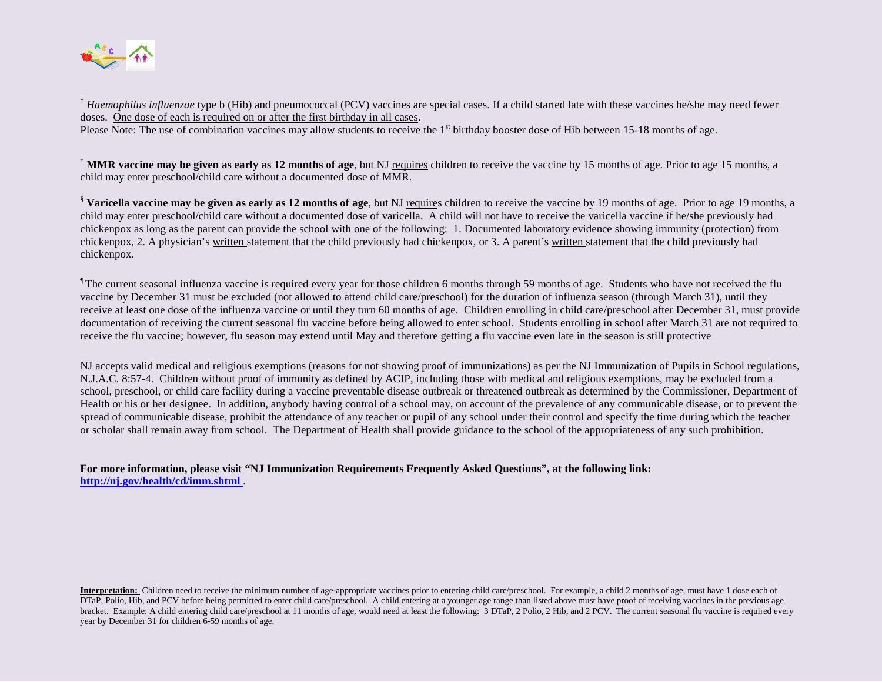[*] *Haemophilus influenzae* type b (Hib) and pneumococcal (PCV) vaccines are special cases. If a child started late with these vaccines he/she may need fewer doses. One dose of each is required on or after the first birthday in all cases.
Please Note: The use of combination vaccines may allow students to receive the 1st birthday booster dose of Hib between 15-18 months of age.

[†] **MMR vaccine may be given as early as 12 months of age**, but NJ requires children to receive the vaccine by 15 months of age. Prior to age 15 months, a child may enter preschool/child care without a documented dose of MMR.

[§] **Varicella vaccine may be given as early as 12 months of age**, but NJ requires children to receive the vaccine by 19 months of age. Prior to age 19 months, a child may enter preschool/child care without a documented dose of varicella. A child will not have to receive the varicella vaccine if he/she previously had chickenpox as long as the parent can provide the school with one of the following: 1. Documented laboratory evidence showing immunity (protection) from chickenpox, 2. A physician's written statement that the child previously had chickenpox, or 3. A parent's written statement that the child previously had chickenpox.

[¶] The current seasonal influenza vaccine is required every year for those children 6 months through 59 months of age. Students who have not received the flu vaccine by December 31 must be excluded (not allowed to attend child care/preschool) for the duration of influenza season (through March 31), until they receive at least one dose of the influenza vaccine or until they turn 60 months of age. Children enrolling in child care/preschool after December 31, must provide documentation of receiving the current seasonal flu vaccine before being allowed to enter school. Students enrolling in school after March 31 are not required to receive the flu vaccine; however, flu season may extend until May and therefore getting a flu vaccine even late in the season is still protective

NJ accepts valid medical and religious exemptions (reasons for not showing proof of immunizations) as per the NJ Immunization of Pupils in School regulations, N.J.A.C. 8:57-4. Children without proof of immunity as defined by ACIP, including those with medical and religious exemptions, may be excluded from a school, preschool, or child care facility during a vaccine preventable disease outbreak or threatened outbreak as determined by the Commissioner, Department of Health or his or her designee. In addition, anybody having control of a school may, on account of the prevalence of any communicable disease, or to prevent the spread of communicable disease, prohibit the attendance of any teacher or pupil of any school under their control and specify the time during which the teacher or scholar shall remain away from school. The Department of Health shall provide guidance to the school of the appropriateness of any such prohibition.

**For more information, please visit "NJ Immunization Requirements Frequently Asked Questions", at the following link:**
**http://nj.gov/health/cd/imm.shtml** .

**Interpretation:** Children need to receive the minimum number of age-appropriate vaccines prior to entering child care/preschool. For example, a child 2 months of age, must have 1 dose each of DTaP, Polio, Hib, and PCV before being permitted to enter child care/preschool. A child entering at a younger age range than listed above must have proof of receiving vaccines in the previous age bracket. Example: A child entering child care/preschool at 11 months of age, would need at least the following: 3 DTaP, 2 Polio, 2 Hib, and 2 PCV. The current seasonal flu vaccine is required every year by December 31 for children 6-59 months of age.